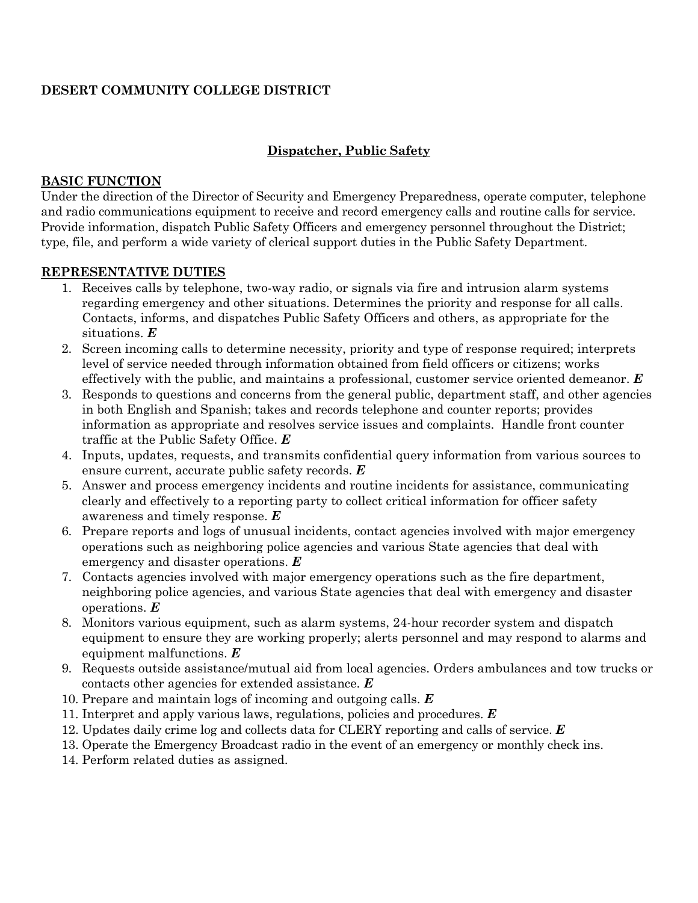**DESERT COMMUNITY COLLEGE DISTRICT**

## Dispatcher, Public Safety

### BASIC FUNCTION

Under the direction of the Director of Security and Emergency Preparedness, operate computer, telephone and radio communications equipment to receive and record emergency calls and routine calls for service. Provide information, dispatch Public Safety Officers and emergency personnel throughout the District; type, file, and perform a wide variety of clerical support duties in the Public Safety Department.

### REPRESENTATIVE DUTIES

1. Receives calls by telephone, two-way radio, or signals via fire and intrusion alarm systems regarding emergency and other situations. Determines the priority and response for all calls. Contacts, informs, and dispatches Public Safety Officers and others, as appropriate for the situations. ***E***
2. Screen incoming calls to determine necessity, priority and type of response required; interprets level of service needed through information obtained from field officers or citizens; works effectively with the public, and maintains a professional, customer service oriented demeanor. ***E***
3. Responds to questions and concerns from the general public, department staff, and other agencies in both English and Spanish; takes and records telephone and counter reports; provides information as appropriate and resolves service issues and complaints. Handle front counter traffic at the Public Safety Office. ***E***
4. Inputs, updates, requests, and transmits confidential query information from various sources to ensure current, accurate public safety records. ***E***
5. Answer and process emergency incidents and routine incidents for assistance, communicating clearly and effectively to a reporting party to collect critical information for officer safety awareness and timely response. ***E***
6. Prepare reports and logs of unusual incidents, contact agencies involved with major emergency operations such as neighboring police agencies and various State agencies that deal with emergency and disaster operations. ***E***
7. Contacts agencies involved with major emergency operations such as the fire department, neighboring police agencies, and various State agencies that deal with emergency and disaster operations. ***E***
8. Monitors various equipment, such as alarm systems, 24-hour recorder system and dispatch equipment to ensure they are working properly; alerts personnel and may respond to alarms and equipment malfunctions. ***E***
9. Requests outside assistance/mutual aid from local agencies. Orders ambulances and tow trucks or contacts other agencies for extended assistance. ***E***
10. Prepare and maintain logs of incoming and outgoing calls. ***E***
11. Interpret and apply various laws, regulations, policies and procedures. ***E***
12. Updates daily crime log and collects data for CLERY reporting and calls of service. ***E***
13. Operate the Emergency Broadcast radio in the event of an emergency or monthly check ins.
14. Perform related duties as assigned.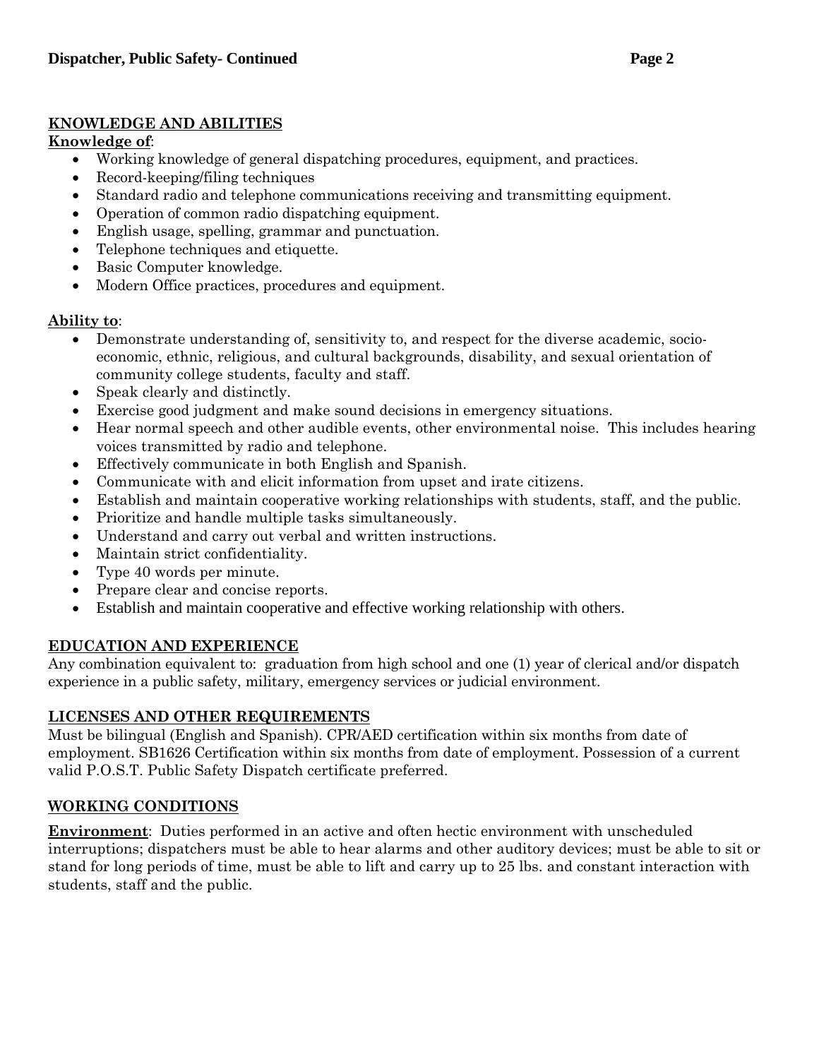## KNOWLEDGE AND ABILITIES

**Knowledge of**:

- Working knowledge of general dispatching procedures, equipment, and practices.
- Record-keeping/filing techniques
- Standard radio and telephone communications receiving and transmitting equipment.
- Operation of common radio dispatching equipment.
- English usage, spelling, grammar and punctuation.
- Telephone techniques and etiquette.
- Basic Computer knowledge.
- Modern Office practices, procedures and equipment.

**Ability to**:

- Demonstrate understanding of, sensitivity to, and respect for the diverse academic, socio-economic, ethnic, religious, and cultural backgrounds, disability, and sexual orientation of community college students, faculty and staff.
- Speak clearly and distinctly.
- Exercise good judgment and make sound decisions in emergency situations.
- Hear normal speech and other audible events, other environmental noise. This includes hearing voices transmitted by radio and telephone.
- Effectively communicate in both English and Spanish.
- Communicate with and elicit information from upset and irate citizens.
- Establish and maintain cooperative working relationships with students, staff, and the public.
- Prioritize and handle multiple tasks simultaneously.
- Understand and carry out verbal and written instructions.
- Maintain strict confidentiality.
- Type 40 words per minute.
- Prepare clear and concise reports.
- Establish and maintain cooperative and effective working relationship with others.

## EDUCATION AND EXPERIENCE

Any combination equivalent to: graduation from high school and one (1) year of clerical and/or dispatch experience in a public safety, military, emergency services or judicial environment.

## LICENSES AND OTHER REQUIREMENTS

Must be bilingual (English and Spanish). CPR/AED certification within six months from date of employment. SB1626 Certification within six months from date of employment. Possession of a current valid P.O.S.T. Public Safety Dispatch certificate preferred.

## WORKING CONDITIONS

**Environment**: Duties performed in an active and often hectic environment with unscheduled interruptions; dispatchers must be able to hear alarms and other auditory devices; must be able to sit or stand for long periods of time, must be able to lift and carry up to 25 lbs. and constant interaction with students, staff and the public.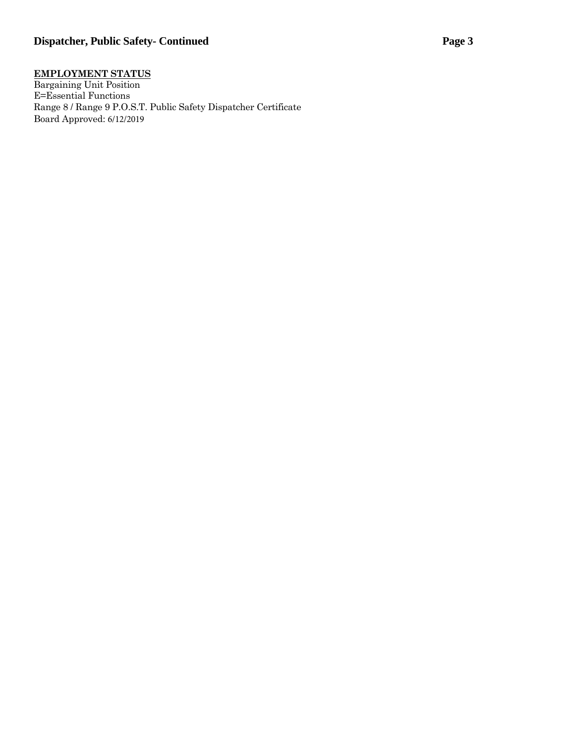**EMPLOYMENT STATUS**

Bargaining Unit Position
E=Essential Functions
Range 8 / Range 9 P.O.S.T. Public Safety Dispatcher Certificate
Board Approved: 6/12/2019